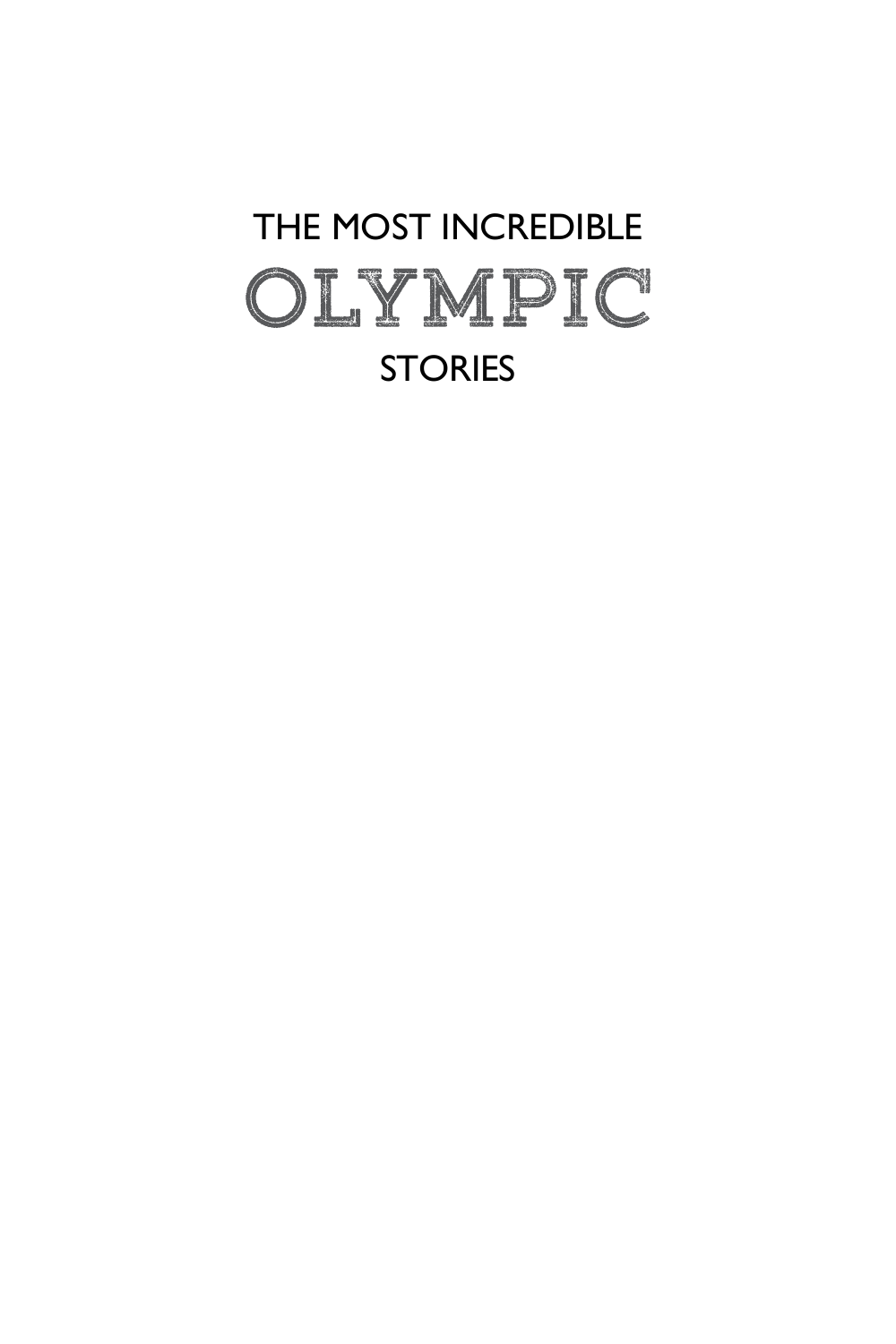# THE MOST INCREDIBLE OLYMPIC STORIES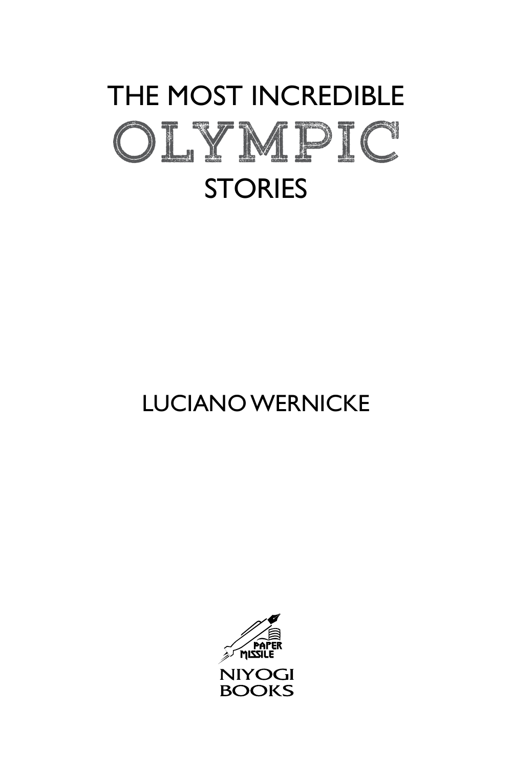# THE MOST INCREDIBLE OLYMPIC STORIES

LUCIANO WERNICKE

PAPER MISSILE

NIYOGI BOOKS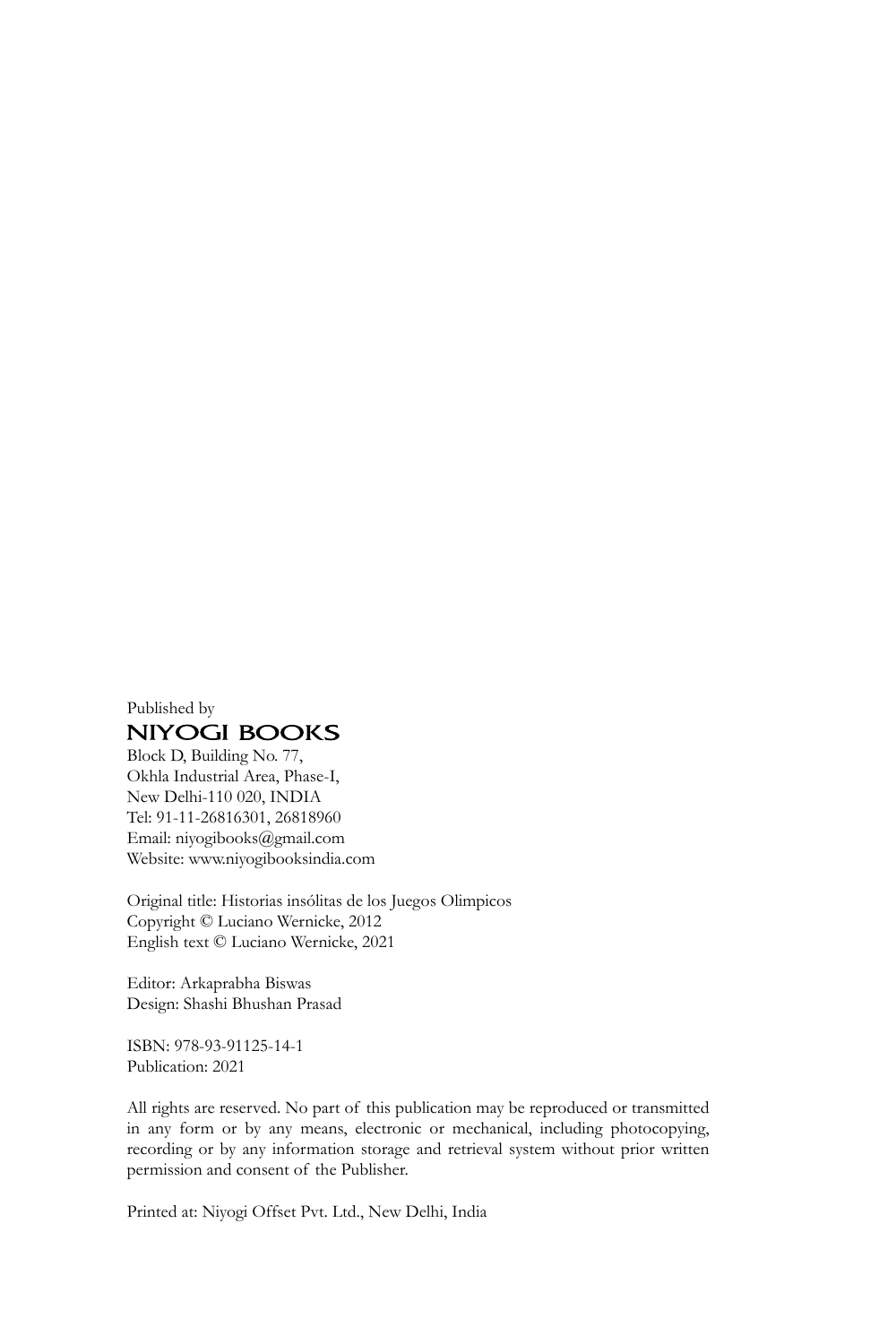Published by

**NIYOGI BOOKS**

Block D, Building No. 77,  
Okhla Industrial Area, Phase-I,  
New Delhi-110 020, INDIA  
Tel: 91-11-26816301, 26818960  
Email: niyogibooks@gmail.com  
Website: www.niyogibooksindia.com

Original title: Historias insólitas de los Juegos Olimpicos  
Copyright © Luciano Wernicke, 2012  
English text © Luciano Wernicke, 2021

Editor: Arkaprabha Biswas  
Design: Shashi Bhushan Prasad

ISBN: 978-93-91125-14-1  
Publication: 2021

All rights are reserved. No part of this publication may be reproduced or transmitted in any form or by any means, electronic or mechanical, including photocopying, recording or by any information storage and retrieval system without prior written permission and consent of the Publisher.

Printed at: Niyogi Offset Pvt. Ltd., New Delhi, India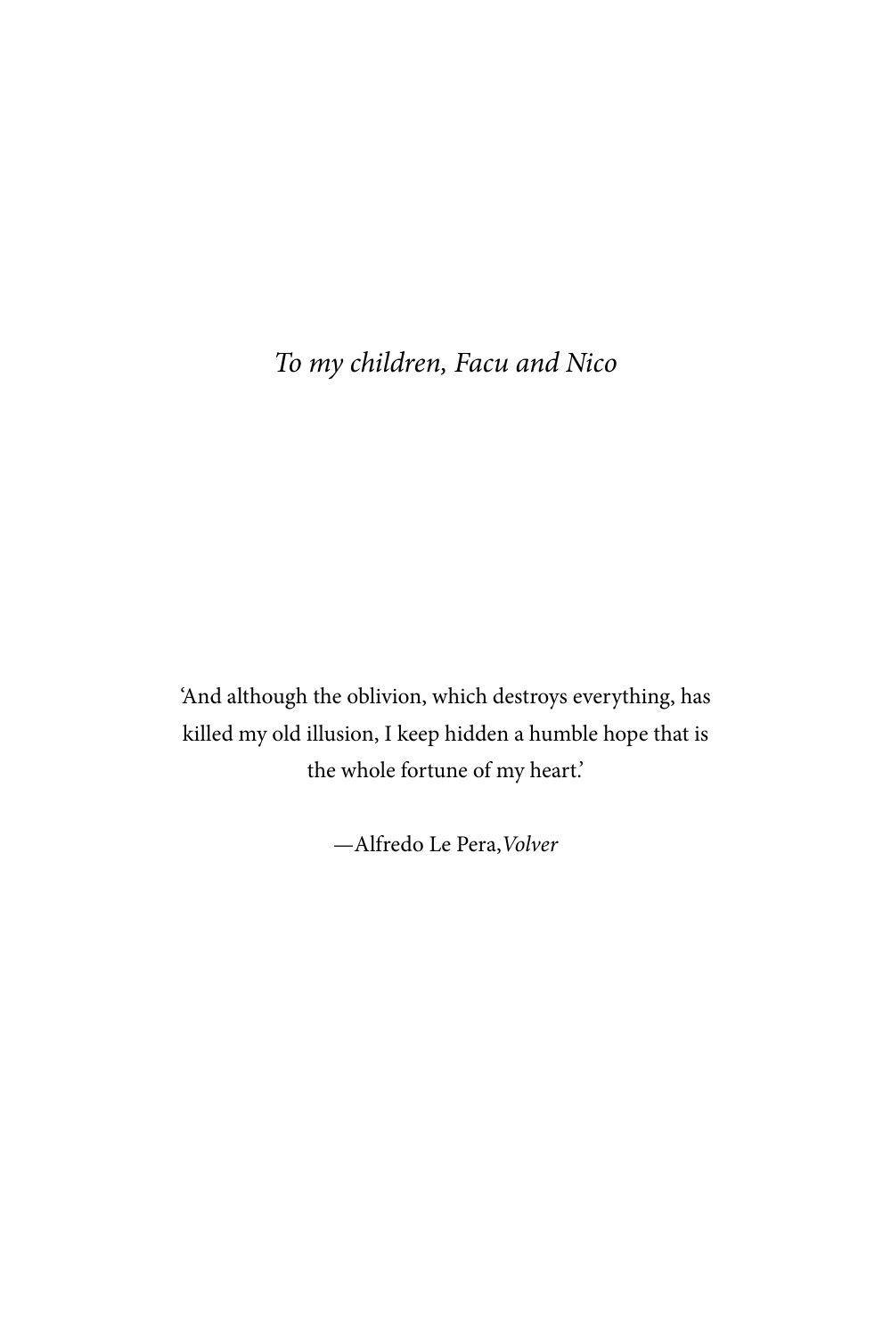*To my children, Facu and Nico*

'And although the oblivion, which destroys everything, has killed my old illusion, I keep hidden a humble hope that is the whole fortune of my heart.'

—Alfredo Le Pera, *Volver*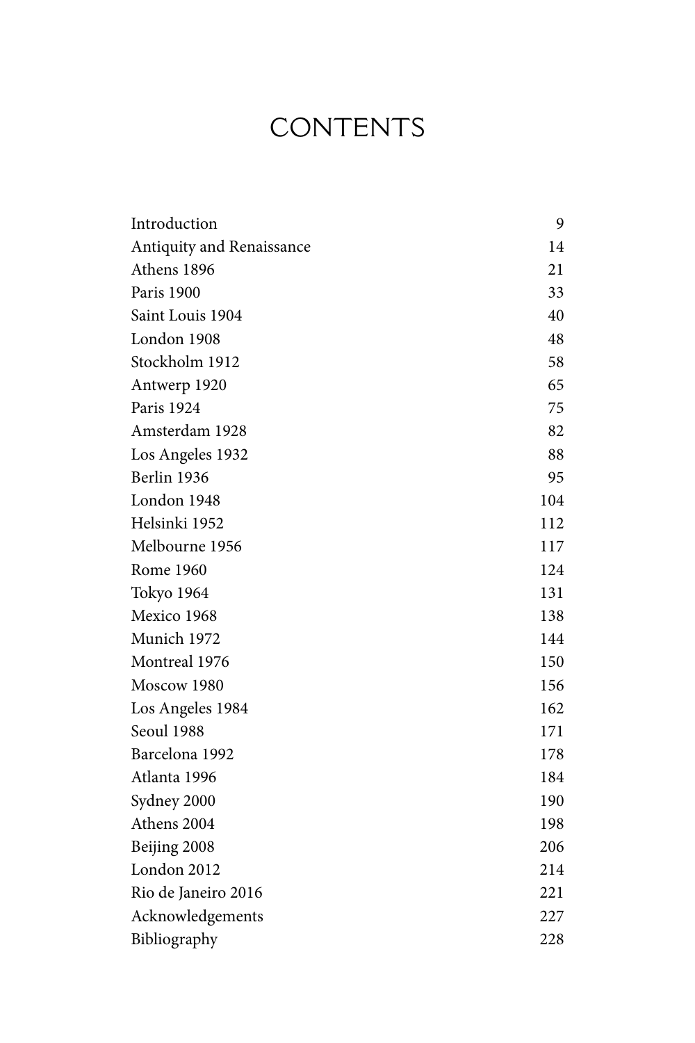# CONTENTS

| | |
|---|---|
| Introduction | 9 |
| Antiquity and Renaissance | 14 |
| Athens 1896 | 21 |
| Paris 1900 | 33 |
| Saint Louis 1904 | 40 |
| London 1908 | 48 |
| Stockholm 1912 | 58 |
| Antwerp 1920 | 65 |
| Paris 1924 | 75 |
| Amsterdam 1928 | 82 |
| Los Angeles 1932 | 88 |
| Berlin 1936 | 95 |
| London 1948 | 104 |
| Helsinki 1952 | 112 |
| Melbourne 1956 | 117 |
| Rome 1960 | 124 |
| Tokyo 1964 | 131 |
| Mexico 1968 | 138 |
| Munich 1972 | 144 |
| Montreal 1976 | 150 |
| Moscow 1980 | 156 |
| Los Angeles 1984 | 162 |
| Seoul 1988 | 171 |
| Barcelona 1992 | 178 |
| Atlanta 1996 | 184 |
| Sydney 2000 | 190 |
| Athens 2004 | 198 |
| Beijing 2008 | 206 |
| London 2012 | 214 |
| Rio de Janeiro 2016 | 221 |
| Acknowledgements | 227 |
| Bibliography | 228 |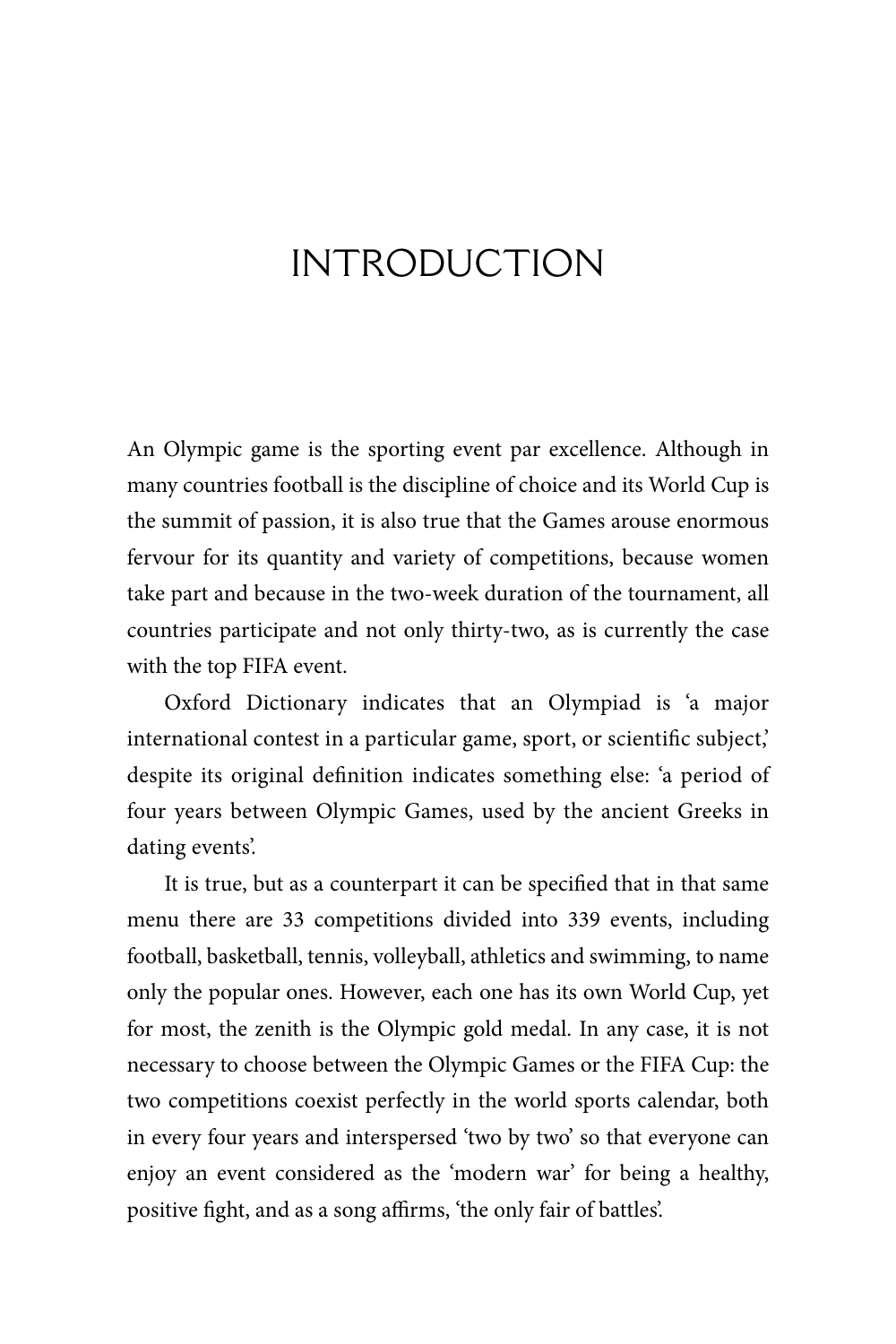# INTRODUCTION

An Olympic game is the sporting event par excellence. Although in many countries football is the discipline of choice and its World Cup is the summit of passion, it is also true that the Games arouse enormous fervour for its quantity and variety of competitions, because women take part and because in the two-week duration of the tournament, all countries participate and not only thirty-two, as is currently the case with the top FIFA event.

Oxford Dictionary indicates that an Olympiad is 'a major international contest in a particular game, sport, or scientific subject,' despite its original definition indicates something else: 'a period of four years between Olympic Games, used by the ancient Greeks in dating events'.

It is true, but as a counterpart it can be specified that in that same menu there are 33 competitions divided into 339 events, including football, basketball, tennis, volleyball, athletics and swimming, to name only the popular ones. However, each one has its own World Cup, yet for most, the zenith is the Olympic gold medal. In any case, it is not necessary to choose between the Olympic Games or the FIFA Cup: the two competitions coexist perfectly in the world sports calendar, both in every four years and interspersed 'two by two' so that everyone can enjoy an event considered as the 'modern war' for being a healthy, positive fight, and as a song affirms, 'the only fair of battles'.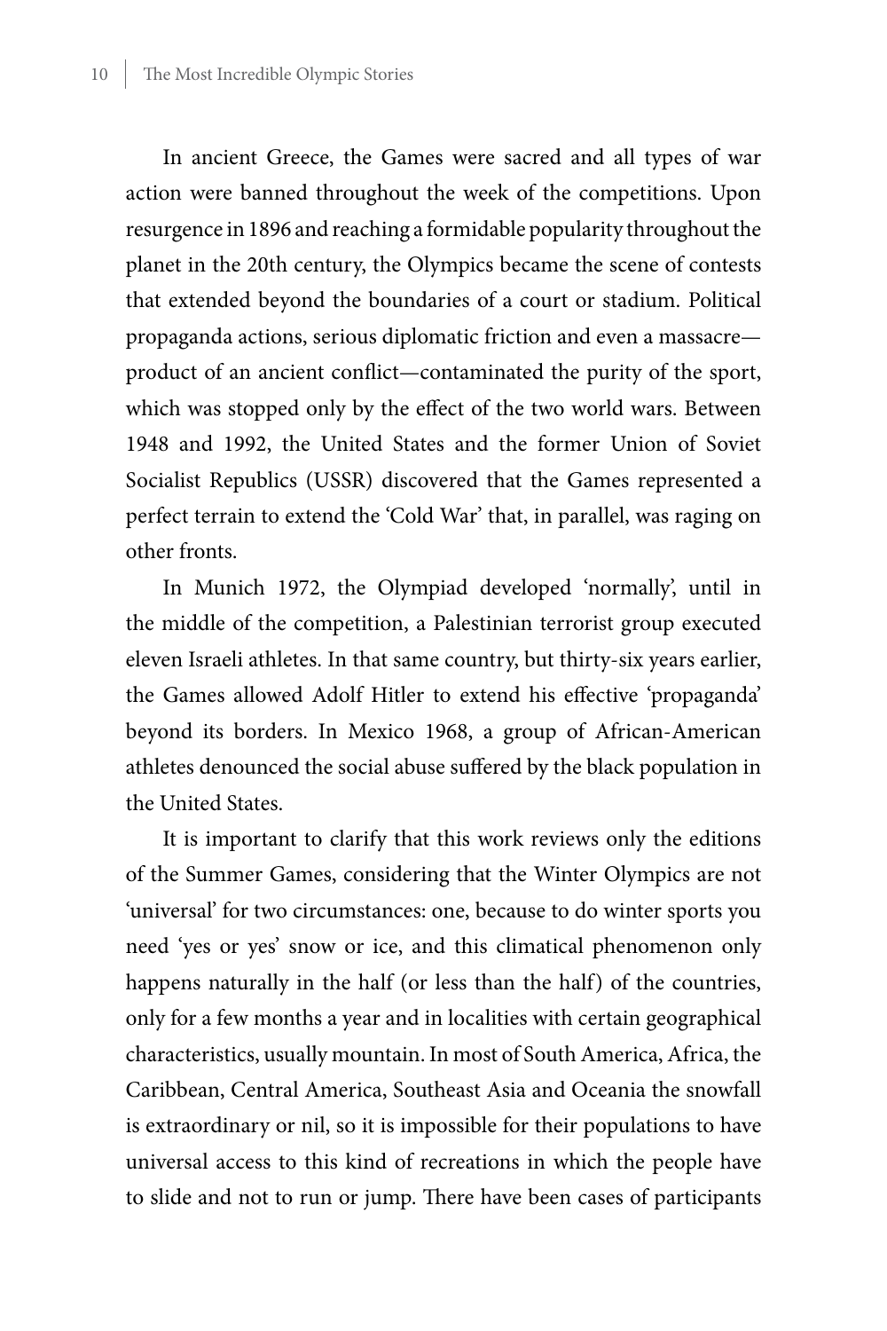In ancient Greece, the Games were sacred and all types of war action were banned throughout the week of the competitions. Upon resurgence in 1896 and reaching a formidable popularity throughout the planet in the 20th century, the Olympics became the scene of contests that extended beyond the boundaries of a court or stadium. Political propaganda actions, serious diplomatic friction and even a massacre—product of an ancient conflict—contaminated the purity of the sport, which was stopped only by the effect of the two world wars. Between 1948 and 1992, the United States and the former Union of Soviet Socialist Republics (USSR) discovered that the Games represented a perfect terrain to extend the 'Cold War' that, in parallel, was raging on other fronts.

In Munich 1972, the Olympiad developed 'normally', until in the middle of the competition, a Palestinian terrorist group executed eleven Israeli athletes. In that same country, but thirty-six years earlier, the Games allowed Adolf Hitler to extend his effective 'propaganda' beyond its borders. In Mexico 1968, a group of African-American athletes denounced the social abuse suffered by the black population in the United States.

It is important to clarify that this work reviews only the editions of the Summer Games, considering that the Winter Olympics are not 'universal' for two circumstances: one, because to do winter sports you need 'yes or yes' snow or ice, and this climatical phenomenon only happens naturally in the half (or less than the half) of the countries, only for a few months a year and in localities with certain geographical characteristics, usually mountain. In most of South America, Africa, the Caribbean, Central America, Southeast Asia and Oceania the snowfall is extraordinary or nil, so it is impossible for their populations to have universal access to this kind of recreations in which the people have to slide and not to run or jump. There have been cases of participants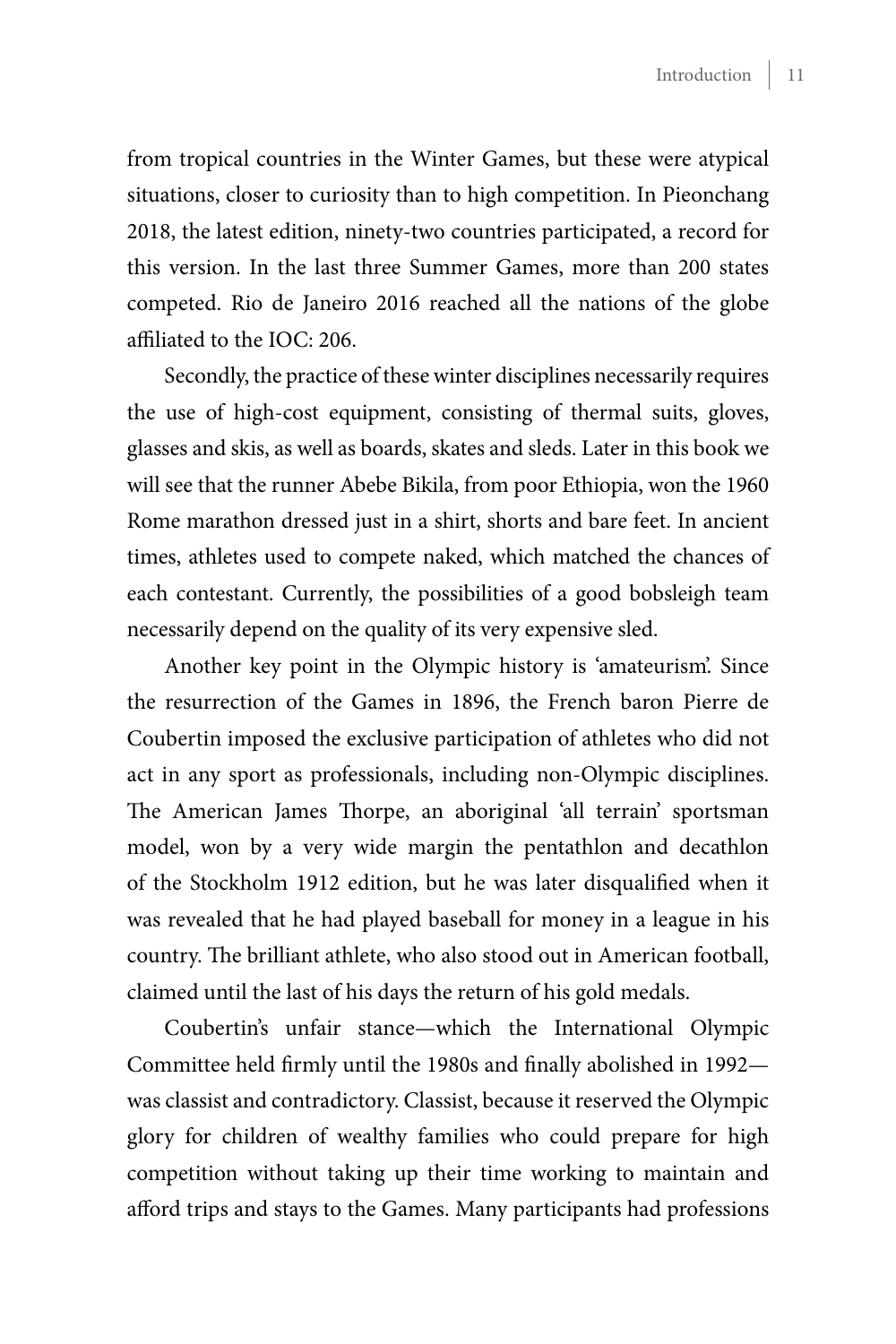from tropical countries in the Winter Games, but these were atypical situations, closer to curiosity than to high competition. In Pieonchang 2018, the latest edition, ninety-two countries participated, a record for this version. In the last three Summer Games, more than 200 states competed. Rio de Janeiro 2016 reached all the nations of the globe affiliated to the IOC: 206.

Secondly, the practice of these winter disciplines necessarily requires the use of high-cost equipment, consisting of thermal suits, gloves, glasses and skis, as well as boards, skates and sleds. Later in this book we will see that the runner Abebe Bikila, from poor Ethiopia, won the 1960 Rome marathon dressed just in a shirt, shorts and bare feet. In ancient times, athletes used to compete naked, which matched the chances of each contestant. Currently, the possibilities of a good bobsleigh team necessarily depend on the quality of its very expensive sled.

Another key point in the Olympic history is 'amateurism'. Since the resurrection of the Games in 1896, the French baron Pierre de Coubertin imposed the exclusive participation of athletes who did not act in any sport as professionals, including non-Olympic disciplines. The American James Thorpe, an aboriginal 'all terrain' sportsman model, won by a very wide margin the pentathlon and decathlon of the Stockholm 1912 edition, but he was later disqualified when it was revealed that he had played baseball for money in a league in his country. The brilliant athlete, who also stood out in American football, claimed until the last of his days the return of his gold medals.

Coubertin's unfair stance—which the International Olympic Committee held firmly until the 1980s and finally abolished in 1992—was classist and contradictory. Classist, because it reserved the Olympic glory for children of wealthy families who could prepare for high competition without taking up their time working to maintain and afford trips and stays to the Games. Many participants had professions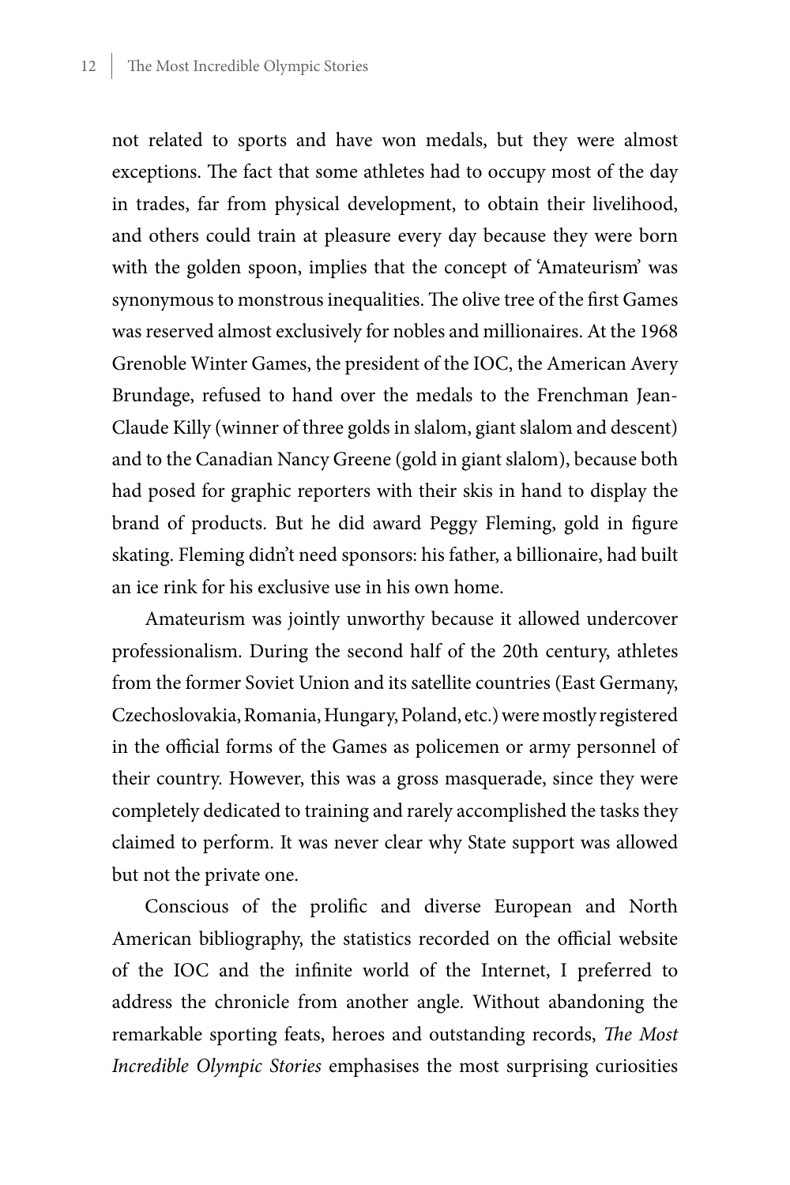not related to sports and have won medals, but they were almost exceptions. The fact that some athletes had to occupy most of the day in trades, far from physical development, to obtain their livelihood, and others could train at pleasure every day because they were born with the golden spoon, implies that the concept of 'Amateurism' was synonymous to monstrous inequalities. The olive tree of the first Games was reserved almost exclusively for nobles and millionaires. At the 1968 Grenoble Winter Games, the president of the IOC, the American Avery Brundage, refused to hand over the medals to the Frenchman Jean-Claude Killy (winner of three golds in slalom, giant slalom and descent) and to the Canadian Nancy Greene (gold in giant slalom), because both had posed for graphic reporters with their skis in hand to display the brand of products. But he did award Peggy Fleming, gold in figure skating. Fleming didn't need sponsors: his father, a billionaire, had built an ice rink for his exclusive use in his own home.

Amateurism was jointly unworthy because it allowed undercover professionalism. During the second half of the 20th century, athletes from the former Soviet Union and its satellite countries (East Germany, Czechoslovakia, Romania, Hungary, Poland, etc.) were mostly registered in the official forms of the Games as policemen or army personnel of their country. However, this was a gross masquerade, since they were completely dedicated to training and rarely accomplished the tasks they claimed to perform. It was never clear why State support was allowed but not the private one.

Conscious of the prolific and diverse European and North American bibliography, the statistics recorded on the official website of the IOC and the infinite world of the Internet, I preferred to address the chronicle from another angle. Without abandoning the remarkable sporting feats, heroes and outstanding records, *The Most Incredible Olympic Stories* emphasises the most surprising curiosities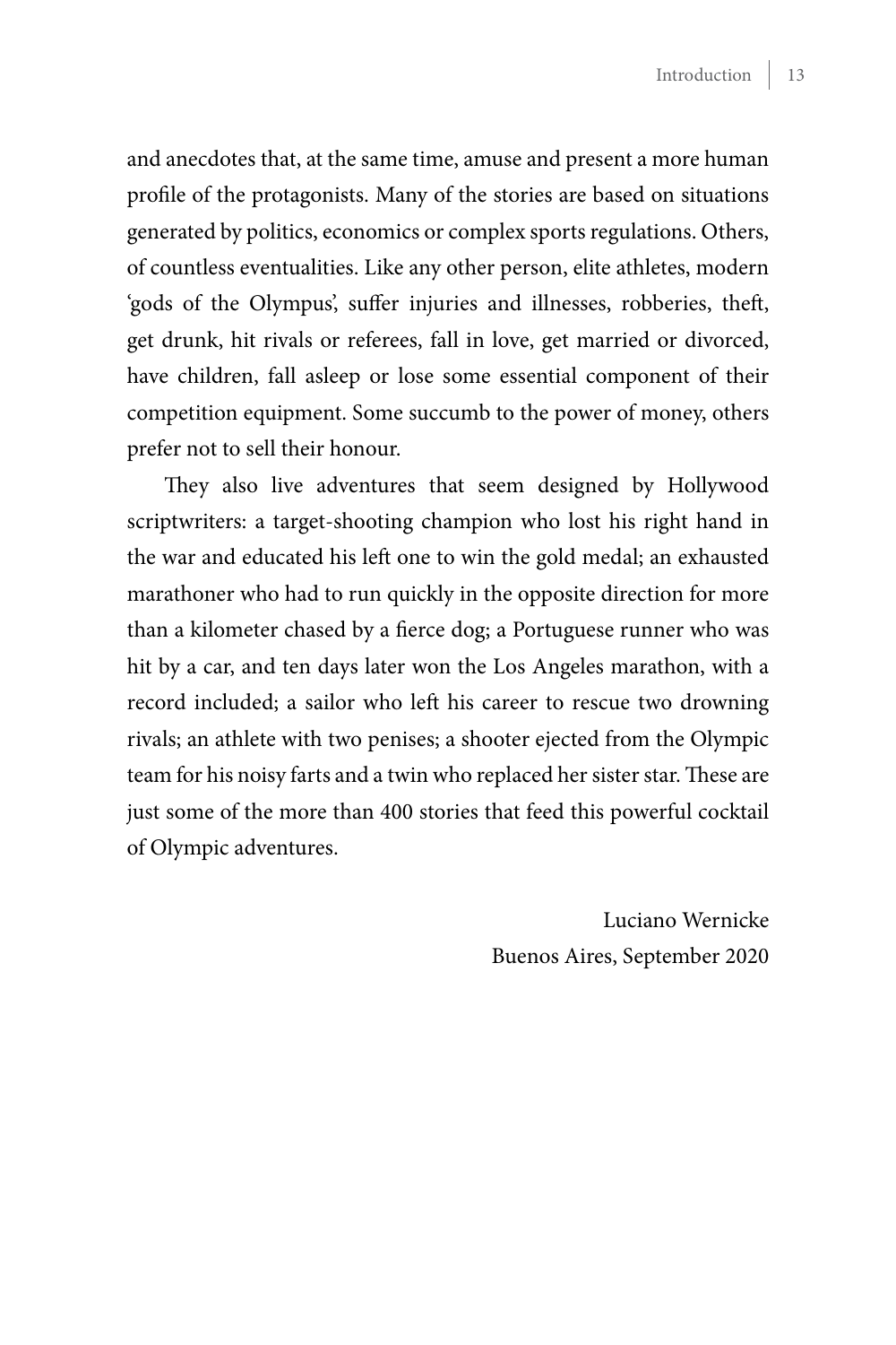and anecdotes that, at the same time, amuse and present a more human profile of the protagonists. Many of the stories are based on situations generated by politics, economics or complex sports regulations. Others, of countless eventualities. Like any other person, elite athletes, modern 'gods of the Olympus', suffer injuries and illnesses, robberies, theft, get drunk, hit rivals or referees, fall in love, get married or divorced, have children, fall asleep or lose some essential component of their competition equipment. Some succumb to the power of money, others prefer not to sell their honour.

They also live adventures that seem designed by Hollywood scriptwriters: a target-shooting champion who lost his right hand in the war and educated his left one to win the gold medal; an exhausted marathoner who had to run quickly in the opposite direction for more than a kilometer chased by a fierce dog; a Portuguese runner who was hit by a car, and ten days later won the Los Angeles marathon, with a record included; a sailor who left his career to rescue two drowning rivals; an athlete with two penises; a shooter ejected from the Olympic team for his noisy farts and a twin who replaced her sister star. These are just some of the more than 400 stories that feed this powerful cocktail of Olympic adventures.

Luciano Wernicke
Buenos Aires, September 2020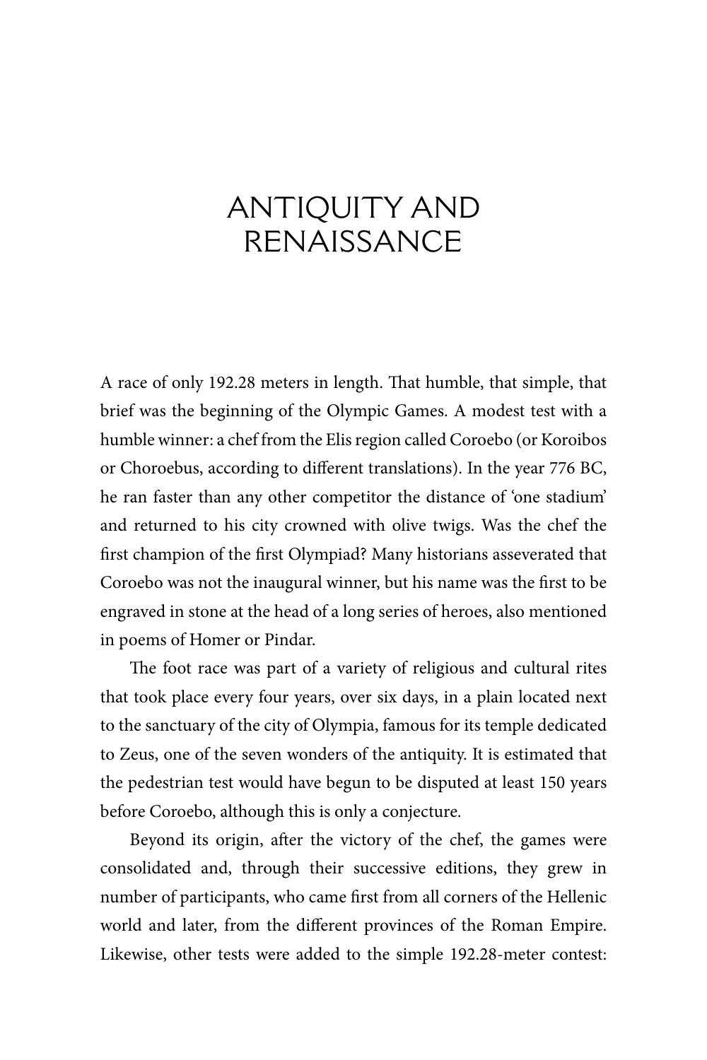# ANTIQUITY AND RENAISSANCE

A race of only 192.28 meters in length. That humble, that simple, that brief was the beginning of the Olympic Games. A modest test with a humble winner: a chef from the Elis region called Coroebo (or Koroibos or Choroebus, according to different translations). In the year 776 BC, he ran faster than any other competitor the distance of 'one stadium' and returned to his city crowned with olive twigs. Was the chef the first champion of the first Olympiad? Many historians asseverated that Coroebo was not the inaugural winner, but his name was the first to be engraved in stone at the head of a long series of heroes, also mentioned in poems of Homer or Pindar.

The foot race was part of a variety of religious and cultural rites that took place every four years, over six days, in a plain located next to the sanctuary of the city of Olympia, famous for its temple dedicated to Zeus, one of the seven wonders of the antiquity. It is estimated that the pedestrian test would have begun to be disputed at least 150 years before Coroebo, although this is only a conjecture.

Beyond its origin, after the victory of the chef, the games were consolidated and, through their successive editions, they grew in number of participants, who came first from all corners of the Hellenic world and later, from the different provinces of the Roman Empire. Likewise, other tests were added to the simple 192.28-meter contest: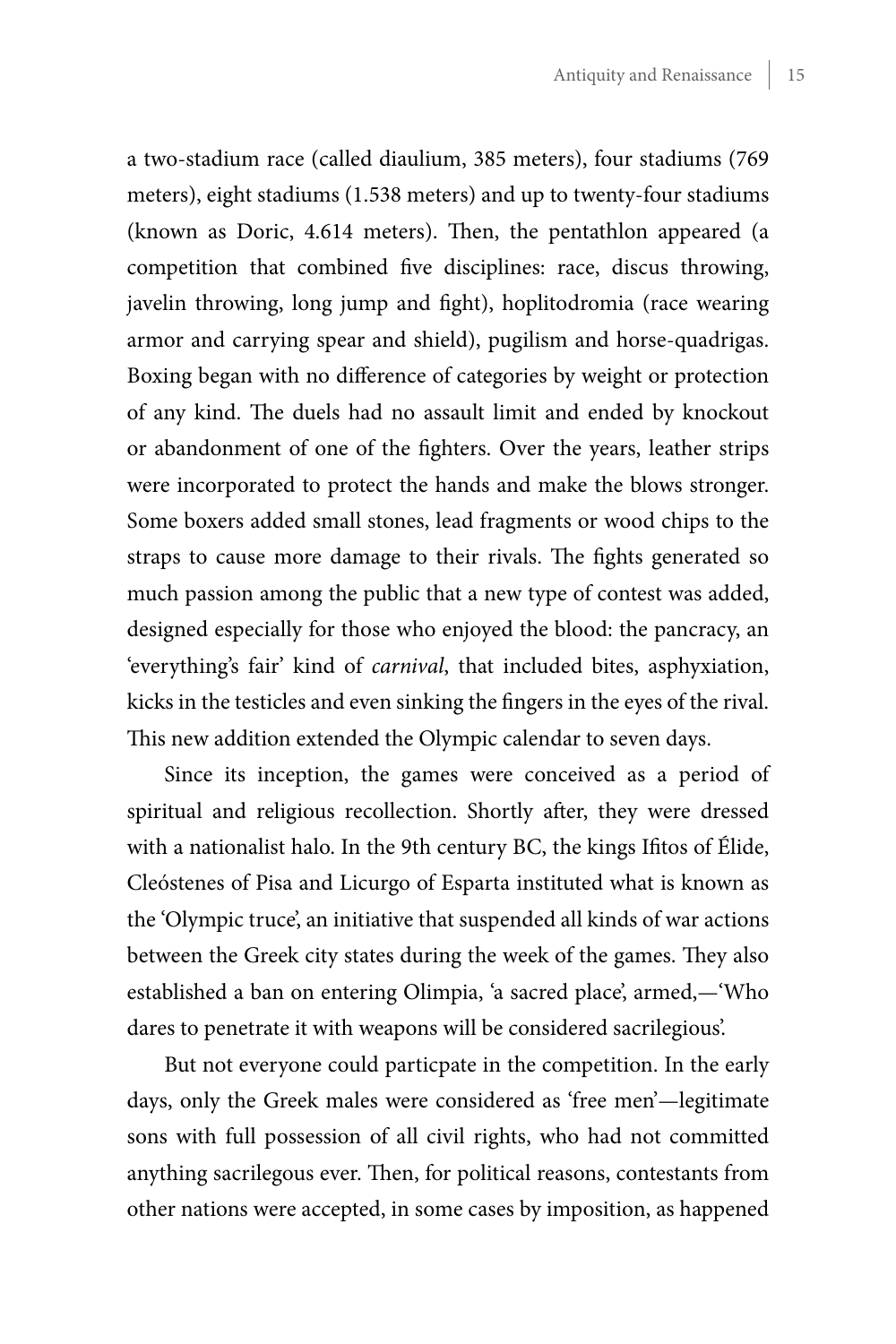a two-stadium race (called diaulium, 385 meters), four stadiums (769 meters), eight stadiums (1.538 meters) and up to twenty-four stadiums (known as Doric, 4.614 meters). Then, the pentathlon appeared (a competition that combined five disciplines: race, discus throwing, javelin throwing, long jump and fight), hoplitodromia (race wearing armor and carrying spear and shield), pugilism and horse-quadrigas. Boxing began with no difference of categories by weight or protection of any kind. The duels had no assault limit and ended by knockout or abandonment of one of the fighters. Over the years, leather strips were incorporated to protect the hands and make the blows stronger. Some boxers added small stones, lead fragments or wood chips to the straps to cause more damage to their rivals. The fights generated so much passion among the public that a new type of contest was added, designed especially for those who enjoyed the blood: the pancracy, an 'everything's fair' kind of *carnival*, that included bites, asphyxiation, kicks in the testicles and even sinking the fingers in the eyes of the rival. This new addition extended the Olympic calendar to seven days.

Since its inception, the games were conceived as a period of spiritual and religious recollection. Shortly after, they were dressed with a nationalist halo. In the 9th century BC, the kings Ifitos of Élide, Cleóstenes of Pisa and Licurgo of Esparta instituted what is known as the 'Olympic truce', an initiative that suspended all kinds of war actions between the Greek city states during the week of the games. They also established a ban on entering Olimpia, 'a sacred place', armed,—'Who dares to penetrate it with weapons will be considered sacrilegious'.

But not everyone could particpate in the competition. In the early days, only the Greek males were considered as 'free men'—legitimate sons with full possession of all civil rights, who had not committed anything sacrilegous ever. Then, for political reasons, contestants from other nations were accepted, in some cases by imposition, as happened